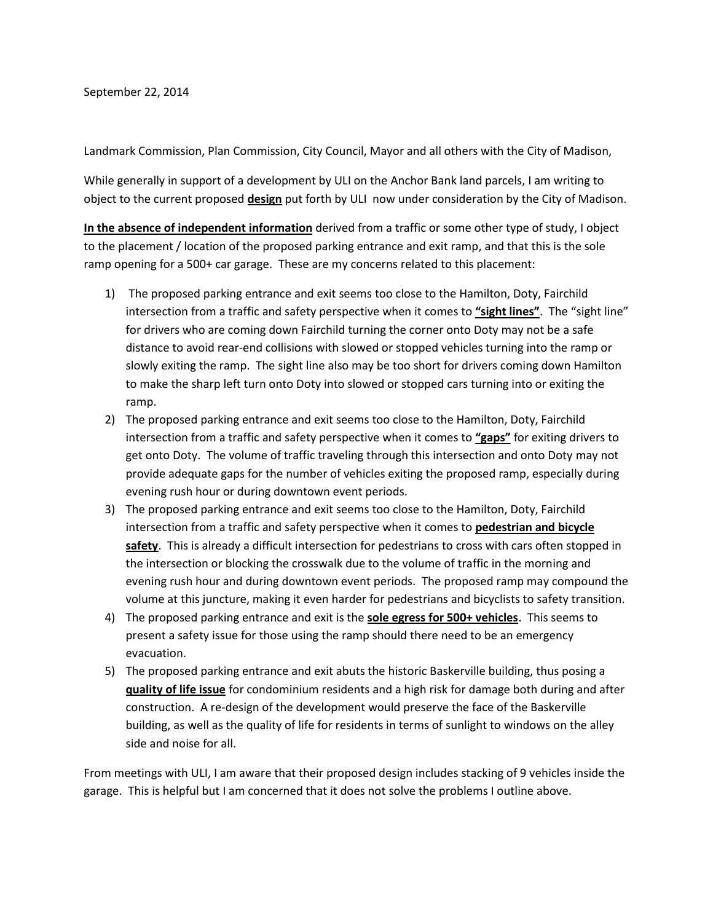September 22, 2014

Landmark Commission, Plan Commission, City Council, Mayor and all others with the City of Madison,

While generally in support of a development by ULI on the Anchor Bank land parcels, I am writing to object to the current proposed **design** put forth by ULI now under consideration by the City of Madison.

**In the absence of independent information** derived from a traffic or some other type of study, I object to the placement / location of the proposed parking entrance and exit ramp, and that this is the sole ramp opening for a 500+ car garage. These are my concerns related to this placement:

1) The proposed parking entrance and exit seems too close to the Hamilton, Doty, Fairchild intersection from a traffic and safety perspective when it comes to **"sight lines"**. The "sight line" for drivers who are coming down Fairchild turning the corner onto Doty may not be a safe distance to avoid rear-end collisions with slowed or stopped vehicles turning into the ramp or slowly exiting the ramp. The sight line also may be too short for drivers coming down Hamilton to make the sharp left turn onto Doty into slowed or stopped cars turning into or exiting the ramp.
2) The proposed parking entrance and exit seems too close to the Hamilton, Doty, Fairchild intersection from a traffic and safety perspective when it comes to **"gaps"** for exiting drivers to get onto Doty. The volume of traffic traveling through this intersection and onto Doty may not provide adequate gaps for the number of vehicles exiting the proposed ramp, especially during evening rush hour or during downtown event periods.
3) The proposed parking entrance and exit seems too close to the Hamilton, Doty, Fairchild intersection from a traffic and safety perspective when it comes to **pedestrian and bicycle safety**. This is already a difficult intersection for pedestrians to cross with cars often stopped in the intersection or blocking the crosswalk due to the volume of traffic in the morning and evening rush hour and during downtown event periods. The proposed ramp may compound the volume at this juncture, making it even harder for pedestrians and bicyclists to safety transition.
4) The proposed parking entrance and exit is the **sole egress for 500+ vehicles**. This seems to present a safety issue for those using the ramp should there need to be an emergency evacuation.
5) The proposed parking entrance and exit abuts the historic Baskerville building, thus posing a **quality of life issue** for condominium residents and a high risk for damage both during and after construction. A re-design of the development would preserve the face of the Baskerville building, as well as the quality of life for residents in terms of sunlight to windows on the alley side and noise for all.

From meetings with ULI, I am aware that their proposed design includes stacking of 9 vehicles inside the garage. This is helpful but I am concerned that it does not solve the problems I outline above.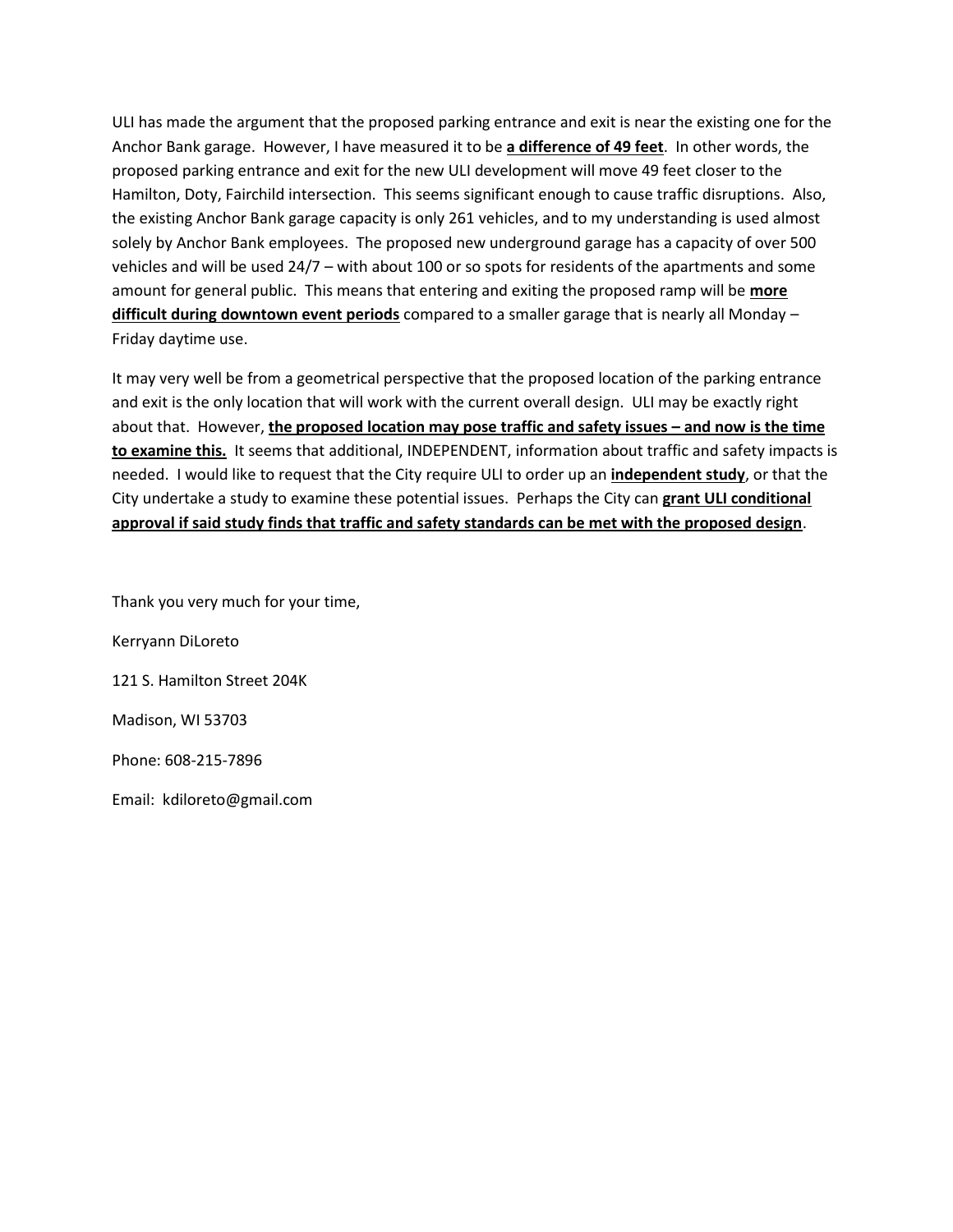ULI has made the argument that the proposed parking entrance and exit is near the existing one for the Anchor Bank garage. However, I have measured it to be <u>**a difference of 49 feet**</u>. In other words, the proposed parking entrance and exit for the new ULI development will move 49 feet closer to the Hamilton, Doty, Fairchild intersection. This seems significant enough to cause traffic disruptions. Also, the existing Anchor Bank garage capacity is only 261 vehicles, and to my understanding is used almost solely by Anchor Bank employees. The proposed new underground garage has a capacity of over 500 vehicles and will be used 24/7 – with about 100 or so spots for residents of the apartments and some amount for general public. This means that entering and exiting the proposed ramp will be <u>**more difficult during downtown event periods**</u> compared to a smaller garage that is nearly all Monday – Friday daytime use.

It may very well be from a geometrical perspective that the proposed location of the parking entrance and exit is the only location that will work with the current overall design. ULI may be exactly right about that. However, <u>**the proposed location may pose traffic and safety issues – and now is the time to examine this.**</u> It seems that additional, INDEPENDENT, information about traffic and safety impacts is needed. I would like to request that the City require ULI to order up an <u>**independent study**</u>, or that the City undertake a study to examine these potential issues. Perhaps the City can <u>**grant ULI conditional approval if said study finds that traffic and safety standards can be met with the proposed design**</u>.

Thank you very much for your time,

Kerryann DiLoreto

121 S. Hamilton Street 204K

Madison, WI 53703

Phone: 608-215-7896

Email: kdiloreto@gmail.com